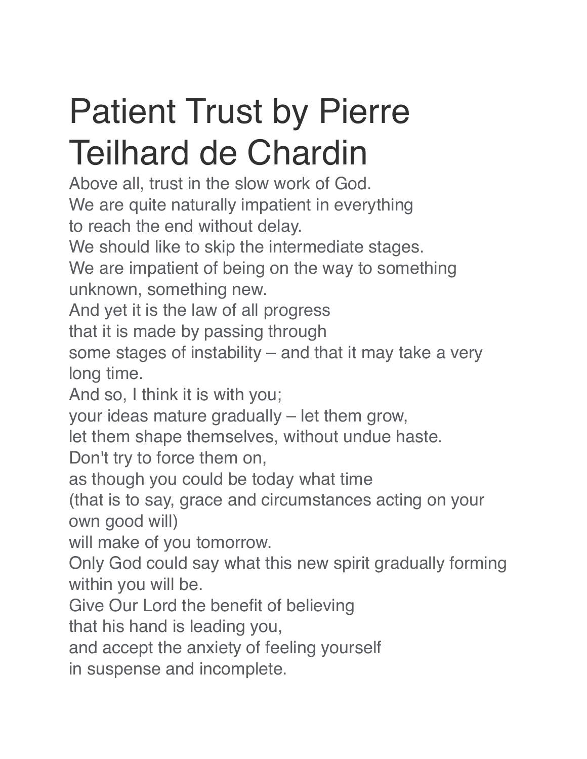# Patient Trust by Pierre Teilhard de Chardin

Above all, trust in the slow work of God.
We are quite naturally impatient in everything
to reach the end without delay.
We should like to skip the intermediate stages.
We are impatient of being on the way to something unknown, something new.
And yet it is the law of all progress
that it is made by passing through
some stages of instability – and that it may take a very long time.
And so, I think it is with you;
your ideas mature gradually – let them grow,
let them shape themselves, without undue haste.
Don't try to force them on,
as though you could be today what time
(that is to say, grace and circumstances acting on your own good will)
will make of you tomorrow.
Only God could say what this new spirit gradually forming within you will be.
Give Our Lord the benefit of believing
that his hand is leading you,
and accept the anxiety of feeling yourself
in suspense and incomplete.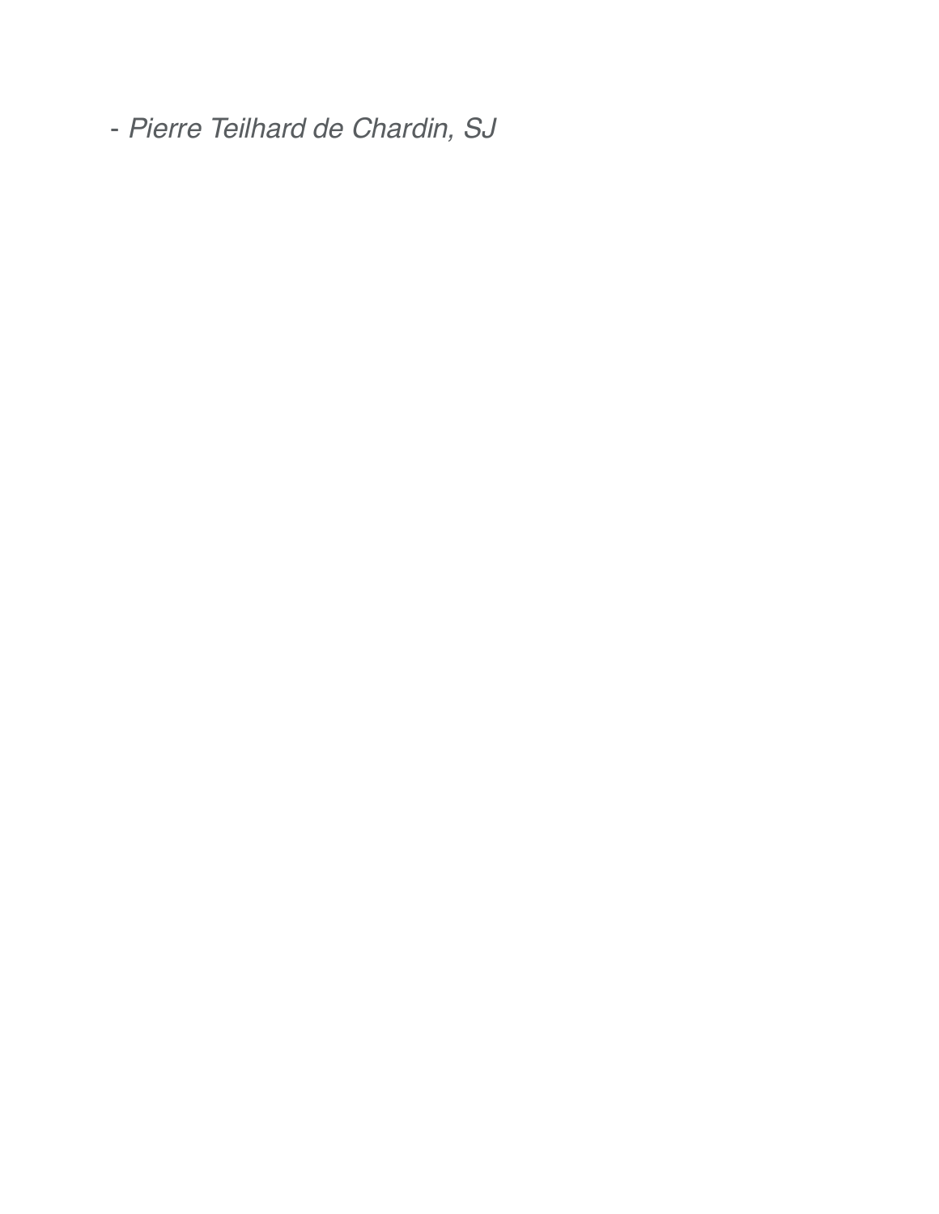- *Pierre Teilhard de Chardin, SJ*